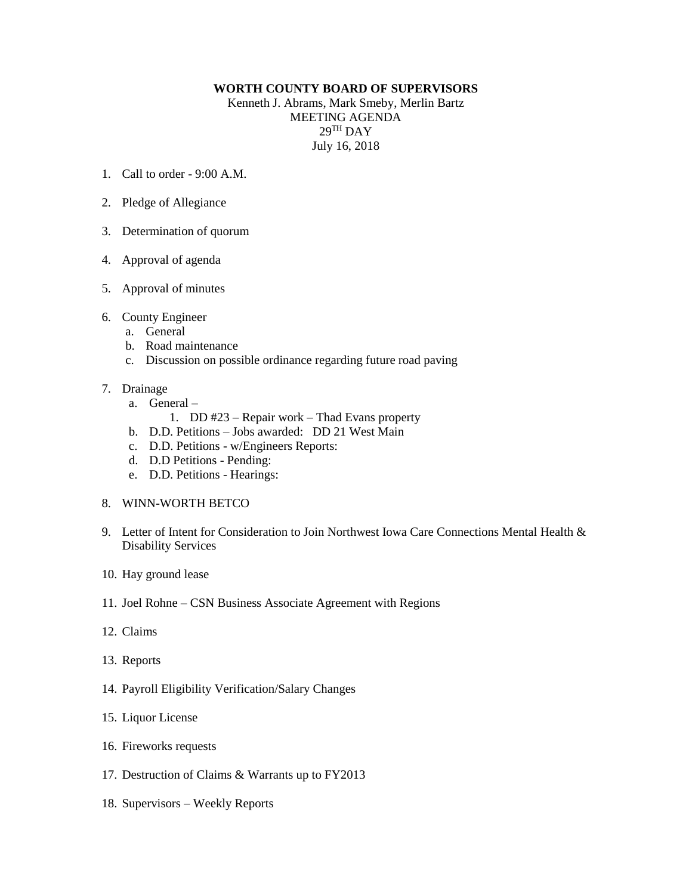**WORTH COUNTY BOARD OF SUPERVISORS**

Kenneth J. Abrams, Mark Smeby, Merlin Bartz
MEETING AGENDA
29TH DAY
July 16, 2018

1. Call to order - 9:00 A.M.

2. Pledge of Allegiance

3. Determination of quorum

4. Approval of agenda

5. Approval of minutes

6. County Engineer
   a. General
   b. Road maintenance
   c. Discussion on possible ordinance regarding future road paving

7. Drainage
   a. General –
      1. DD #23 – Repair work – Thad Evans property
   b. D.D. Petitions – Jobs awarded: DD 21 West Main
   c. D.D. Petitions - w/Engineers Reports:
   d. D.D Petitions - Pending:
   e. D.D. Petitions - Hearings:

8. WINN-WORTH BETCO

9. Letter of Intent for Consideration to Join Northwest Iowa Care Connections Mental Health & Disability Services

10. Hay ground lease

11. Joel Rohne – CSN Business Associate Agreement with Regions

12. Claims

13. Reports

14. Payroll Eligibility Verification/Salary Changes

15. Liquor License

16. Fireworks requests

17. Destruction of Claims & Warrants up to FY2013

18. Supervisors – Weekly Reports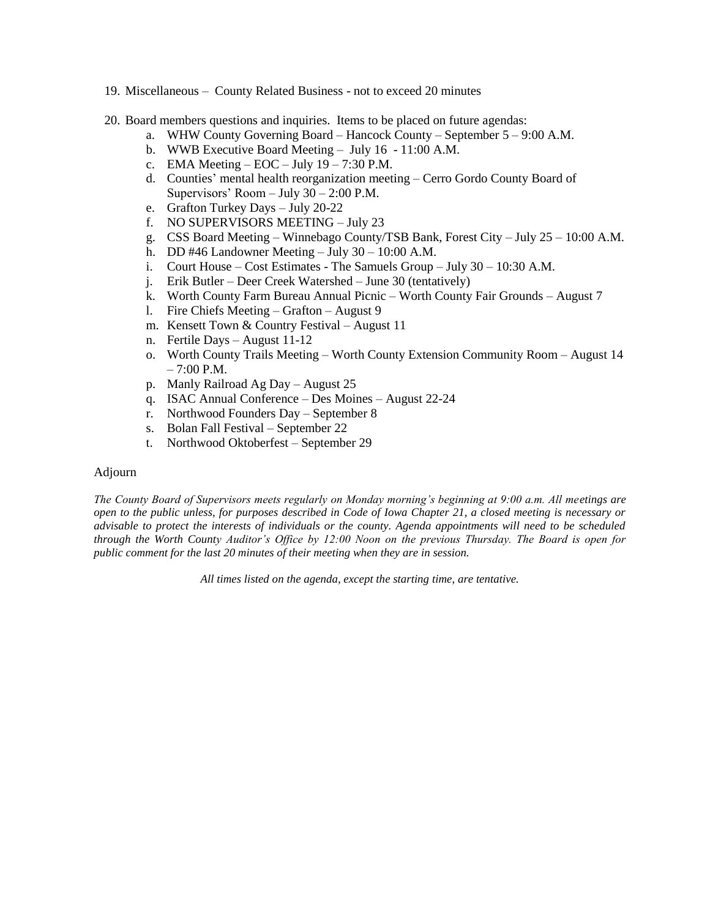19. Miscellaneous – County Related Business - not to exceed 20 minutes

20. Board members questions and inquiries. Items to be placed on future agendas:
    a. WHW County Governing Board – Hancock County – September 5 – 9:00 A.M.
    b. WWB Executive Board Meeting – July 16 - 11:00 A.M.
    c. EMA Meeting – EOC – July 19 – 7:30 P.M.
    d. Counties' mental health reorganization meeting – Cerro Gordo County Board of Supervisors' Room – July 30 – 2:00 P.M.
    e. Grafton Turkey Days – July 20-22
    f. NO SUPERVISORS MEETING – July 23
    g. CSS Board Meeting – Winnebago County/TSB Bank, Forest City – July 25 – 10:00 A.M.
    h. DD #46 Landowner Meeting – July 30 – 10:00 A.M.
    i. Court House – Cost Estimates - The Samuels Group – July 30 – 10:30 A.M.
    j. Erik Butler – Deer Creek Watershed – June 30 (tentatively)
    k. Worth County Farm Bureau Annual Picnic – Worth County Fair Grounds – August 7
    l. Fire Chiefs Meeting – Grafton – August 9
    m. Kensett Town & Country Festival – August 11
    n. Fertile Days – August 11-12
    o. Worth County Trails Meeting – Worth County Extension Community Room – August 14 – 7:00 P.M.
    p. Manly Railroad Ag Day – August 25
    q. ISAC Annual Conference – Des Moines – August 22-24
    r. Northwood Founders Day – September 8
    s. Bolan Fall Festival – September 22
    t. Northwood Oktoberfest – September 29

Adjourn

*The County Board of Supervisors meets regularly on Monday morning's beginning at 9:00 a.m. All meetings are open to the public unless, for purposes described in Code of Iowa Chapter 21, a closed meeting is necessary or advisable to protect the interests of individuals or the county. Agenda appointments will need to be scheduled through the Worth County Auditor's Office by 12:00 Noon on the previous Thursday. The Board is open for public comment for the last 20 minutes of their meeting when they are in session.*

*All times listed on the agenda, except the starting time, are tentative.*